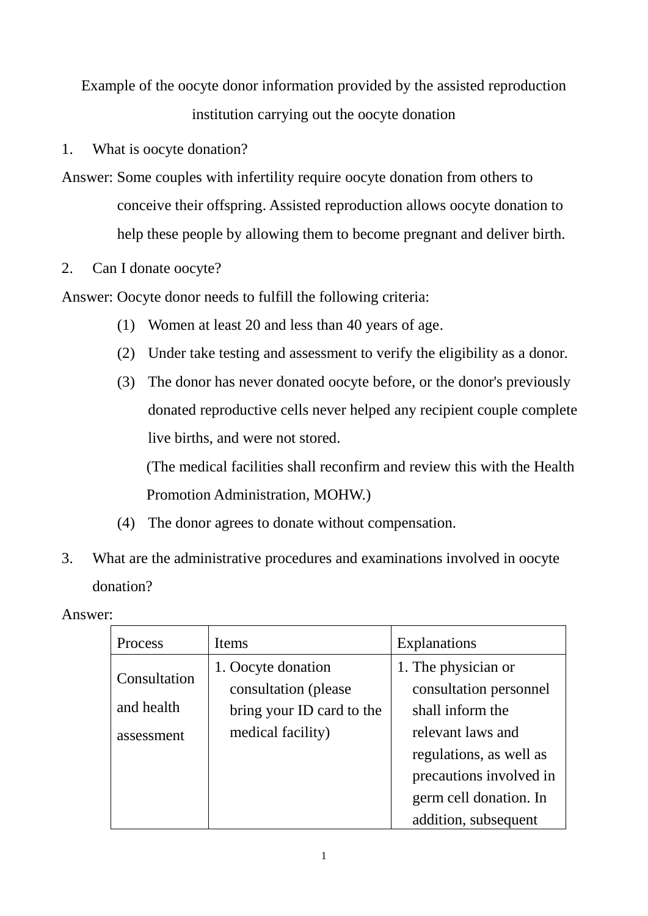Example of the oocyte donor information provided by the assisted reproduction institution carrying out the oocyte donation

1. What is oocyte donation?

Answer: Some couples with infertility require oocyte donation from others to conceive their offspring. Assisted reproduction allows oocyte donation to help these people by allowing them to become pregnant and deliver birth.

2. Can I donate oocyte?

Answer: Oocyte donor needs to fulfill the following criteria:

(1) Women at least 20 and less than 40 years of age.

(2) Under take testing and assessment to verify the eligibility as a donor.

(3) The donor has never donated oocyte before, or the donor's previously donated reproductive cells never helped any recipient couple complete live births, and were not stored.

(The medical facilities shall reconfirm and review this with the Health Promotion Administration, MOHW.)

(4) The donor agrees to donate without compensation.

3. What are the administrative procedures and examinations involved in oocyte donation?

Answer:

| Process | Items | Explanations |
|---|---|---|
| Consultation and health assessment | 1. Oocyte donation consultation (please bring your ID card to the medical facility) | 1. The physician or consultation personnel shall inform the relevant laws and regulations, as well as precautions involved in germ cell donation. In addition, subsequent |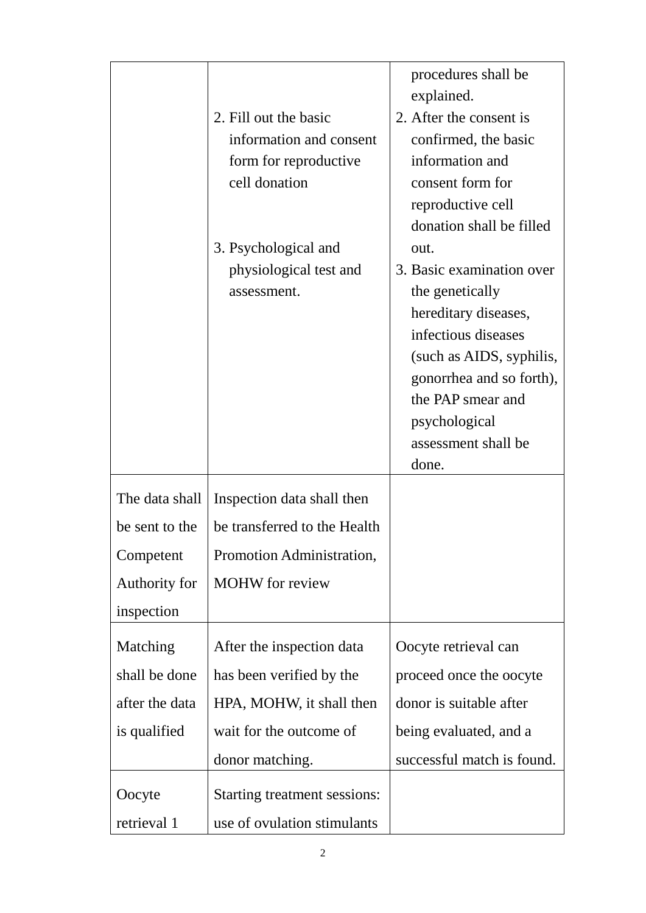| | | |
|---|---|---|
| | 2. Fill out the basic information and consent form for reproductive cell donation<br><br>3. Psychological and physiological test and assessment. | procedures shall be explained.<br>2. After the consent is confirmed, the basic information and consent form for reproductive cell donation shall be filled out.<br>3. Basic examination over the genetically hereditary diseases, infectious diseases (such as AIDS, syphilis, gonorrhea and so forth), the PAP smear and psychological assessment shall be done. |
| The data shall be sent to the Competent Authority for inspection | Inspection data shall then be transferred to the Health Promotion Administration, MOHW for review | |
| Matching shall be done after the data is qualified | After the inspection data has been verified by the HPA, MOHW, it shall then wait for the outcome of donor matching. | Oocyte retrieval can proceed once the oocyte donor is suitable after being evaluated, and a successful match is found. |
| Oocyte retrieval 1 | Starting treatment sessions: use of ovulation stimulants | |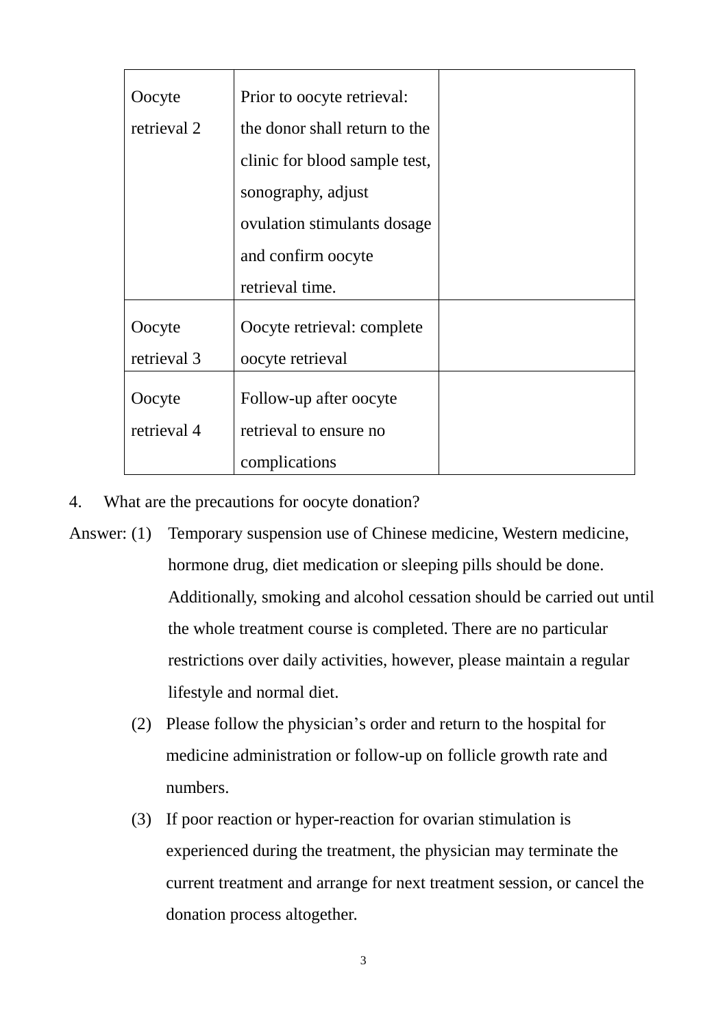| | | |
|---|---|---|
| Oocyte retrieval 2 | Prior to oocyte retrieval: the donor shall return to the clinic for blood sample test, sonography, adjust ovulation stimulants dosage and confirm oocyte retrieval time. | |
| Oocyte retrieval 3 | Oocyte retrieval: complete oocyte retrieval | |
| Oocyte retrieval 4 | Follow-up after oocyte retrieval to ensure no complications | |

4. What are the precautions for oocyte donation?

Answer:

(1) Temporary suspension use of Chinese medicine, Western medicine, hormone drug, diet medication or sleeping pills should be done. Additionally, smoking and alcohol cessation should be carried out until the whole treatment course is completed. There are no particular restrictions over daily activities, however, please maintain a regular lifestyle and normal diet.

(2) Please follow the physician's order and return to the hospital for medicine administration or follow-up on follicle growth rate and numbers.

(3) If poor reaction or hyper-reaction for ovarian stimulation is experienced during the treatment, the physician may terminate the current treatment and arrange for next treatment session, or cancel the donation process altogether.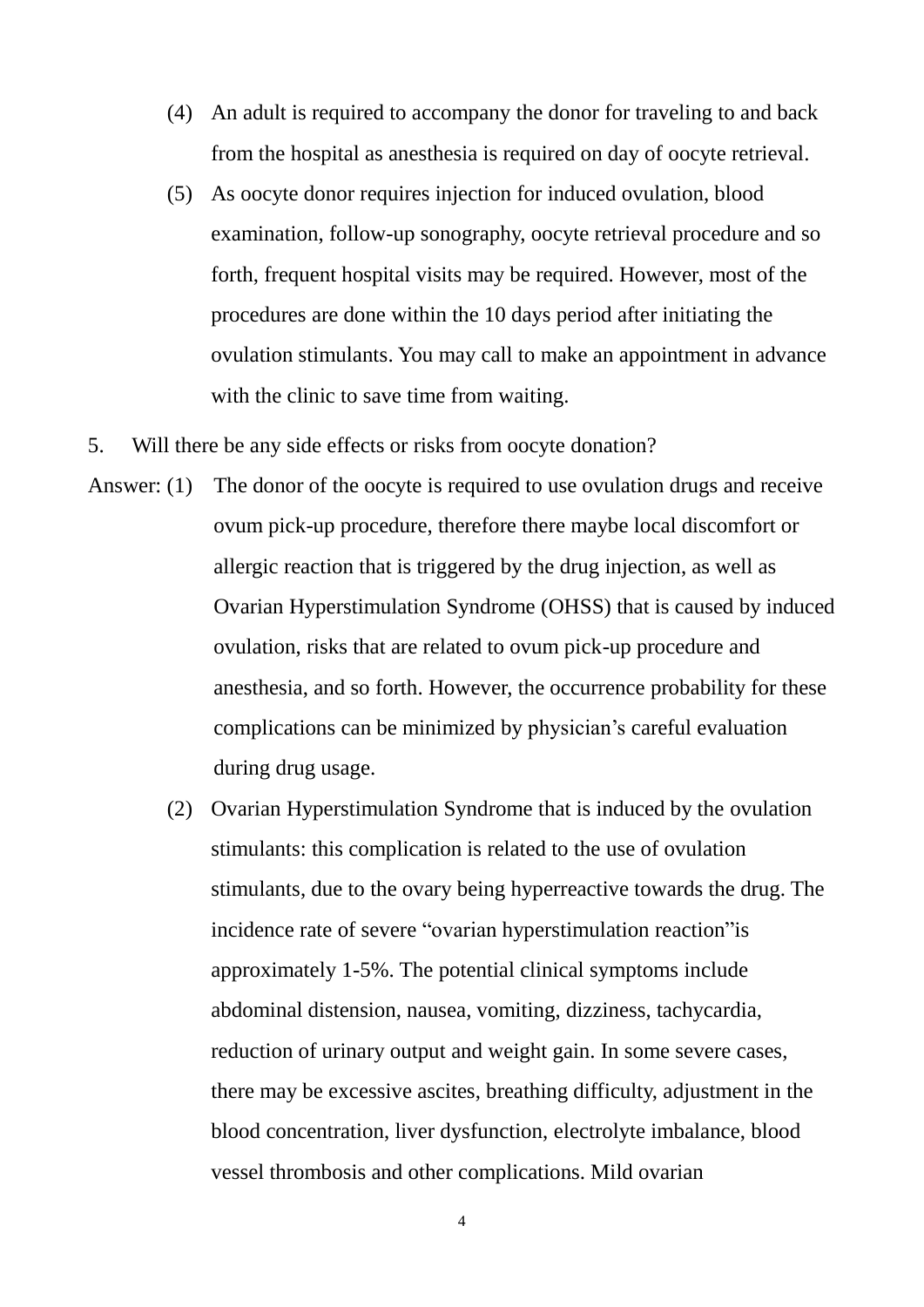(4) An adult is required to accompany the donor for traveling to and back from the hospital as anesthesia is required on day of oocyte retrieval.

(5) As oocyte donor requires injection for induced ovulation, blood examination, follow-up sonography, oocyte retrieval procedure and so forth, frequent hospital visits may be required. However, most of the procedures are done within the 10 days period after initiating the ovulation stimulants. You may call to make an appointment in advance with the clinic to save time from waiting.

5. Will there be any side effects or risks from oocyte donation?

Answer: (1) The donor of the oocyte is required to use ovulation drugs and receive ovum pick-up procedure, therefore there maybe local discomfort or allergic reaction that is triggered by the drug injection, as well as Ovarian Hyperstimulation Syndrome (OHSS) that is caused by induced ovulation, risks that are related to ovum pick-up procedure and anesthesia, and so forth. However, the occurrence probability for these complications can be minimized by physician's careful evaluation during drug usage.

(2) Ovarian Hyperstimulation Syndrome that is induced by the ovulation stimulants: this complication is related to the use of ovulation stimulants, due to the ovary being hyperreactive towards the drug. The incidence rate of severe "ovarian hyperstimulation reaction"is approximately 1-5%. The potential clinical symptoms include abdominal distension, nausea, vomiting, dizziness, tachycardia, reduction of urinary output and weight gain. In some severe cases, there may be excessive ascites, breathing difficulty, adjustment in the blood concentration, liver dysfunction, electrolyte imbalance, blood vessel thrombosis and other complications. Mild ovarian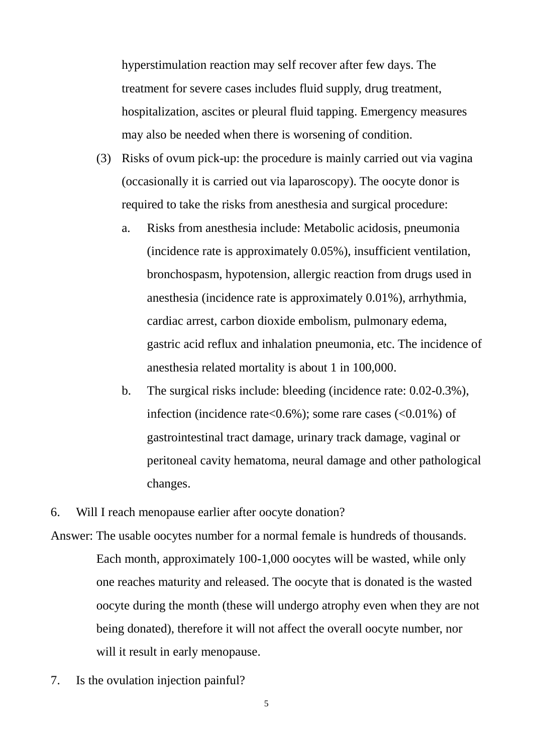hyperstimulation reaction may self recover after few days. The treatment for severe cases includes fluid supply, drug treatment, hospitalization, ascites or pleural fluid tapping. Emergency measures may also be needed when there is worsening of condition.

(3) Risks of ovum pick-up: the procedure is mainly carried out via vagina (occasionally it is carried out via laparoscopy). The oocyte donor is required to take the risks from anesthesia and surgical procedure:

   a. Risks from anesthesia include: Metabolic acidosis, pneumonia (incidence rate is approximately 0.05%), insufficient ventilation, bronchospasm, hypotension, allergic reaction from drugs used in anesthesia (incidence rate is approximately 0.01%), arrhythmia, cardiac arrest, carbon dioxide embolism, pulmonary edema, gastric acid reflux and inhalation pneumonia, etc. The incidence of anesthesia related mortality is about 1 in 100,000.

   b. The surgical risks include: bleeding (incidence rate: 0.02-0.3%), infection (incidence rate<0.6%); some rare cases (<0.01%) of gastrointestinal tract damage, urinary track damage, vaginal or peritoneal cavity hematoma, neural damage and other pathological changes.

6. Will I reach menopause earlier after oocyte donation?

Answer: The usable oocytes number for a normal female is hundreds of thousands. Each month, approximately 100-1,000 oocytes will be wasted, while only one reaches maturity and released. The oocyte that is donated is the wasted oocyte during the month (these will undergo atrophy even when they are not being donated), therefore it will not affect the overall oocyte number, nor will it result in early menopause.

7. Is the ovulation injection painful?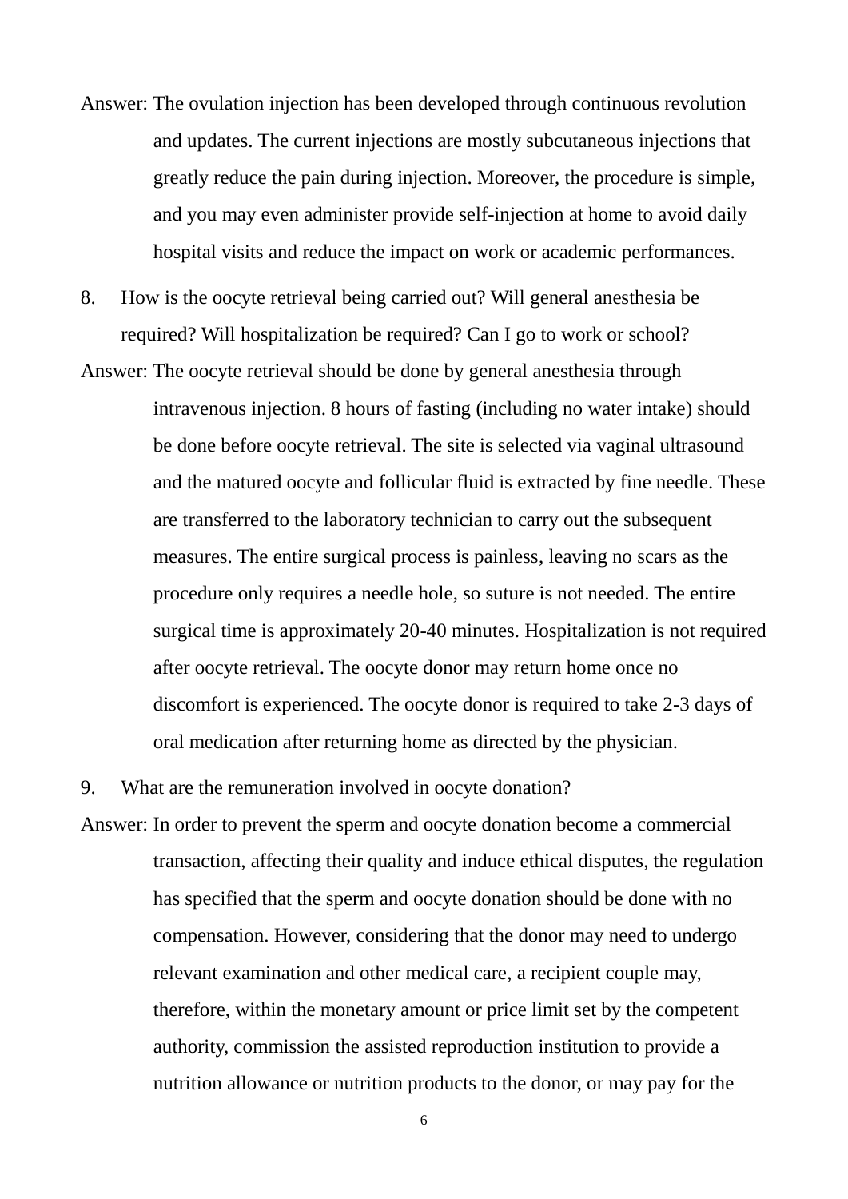Answer: The ovulation injection has been developed through continuous revolution and updates. The current injections are mostly subcutaneous injections that greatly reduce the pain during injection. Moreover, the procedure is simple, and you may even administer provide self-injection at home to avoid daily hospital visits and reduce the impact on work or academic performances.

8. How is the oocyte retrieval being carried out? Will general anesthesia be required? Will hospitalization be required? Can I go to work or school?

Answer: The oocyte retrieval should be done by general anesthesia through intravenous injection. 8 hours of fasting (including no water intake) should be done before oocyte retrieval. The site is selected via vaginal ultrasound and the matured oocyte and follicular fluid is extracted by fine needle. These are transferred to the laboratory technician to carry out the subsequent measures. The entire surgical process is painless, leaving no scars as the procedure only requires a needle hole, so suture is not needed. The entire surgical time is approximately 20-40 minutes. Hospitalization is not required after oocyte retrieval. The oocyte donor may return home once no discomfort is experienced. The oocyte donor is required to take 2-3 days of oral medication after returning home as directed by the physician.

9. What are the remuneration involved in oocyte donation?

Answer: In order to prevent the sperm and oocyte donation become a commercial transaction, affecting their quality and induce ethical disputes, the regulation has specified that the sperm and oocyte donation should be done with no compensation. However, considering that the donor may need to undergo relevant examination and other medical care, a recipient couple may, therefore, within the monetary amount or price limit set by the competent authority, commission the assisted reproduction institution to provide a nutrition allowance or nutrition products to the donor, or may pay for the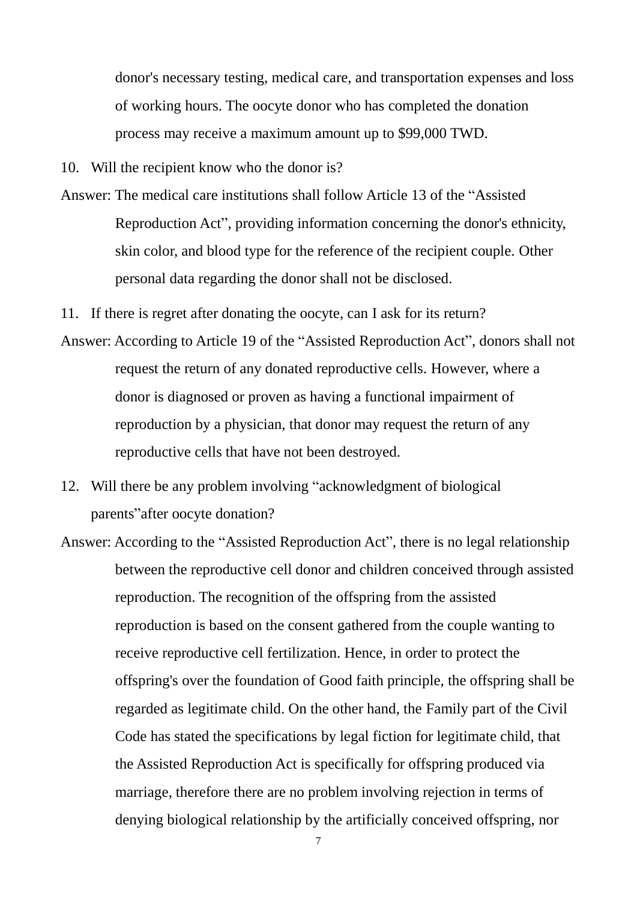donor's necessary testing, medical care, and transportation expenses and loss of working hours. The oocyte donor who has completed the donation process may receive a maximum amount up to $99,000 TWD.

10. Will the recipient know who the donor is?

Answer: The medical care institutions shall follow Article 13 of the "Assisted Reproduction Act", providing information concerning the donor's ethnicity, skin color, and blood type for the reference of the recipient couple. Other personal data regarding the donor shall not be disclosed.

11. If there is regret after donating the oocyte, can I ask for its return?

Answer: According to Article 19 of the "Assisted Reproduction Act", donors shall not request the return of any donated reproductive cells. However, where a donor is diagnosed or proven as having a functional impairment of reproduction by a physician, that donor may request the return of any reproductive cells that have not been destroyed.

12. Will there be any problem involving "acknowledgment of biological parents"after oocyte donation?

Answer: According to the "Assisted Reproduction Act", there is no legal relationship between the reproductive cell donor and children conceived through assisted reproduction. The recognition of the offspring from the assisted reproduction is based on the consent gathered from the couple wanting to receive reproductive cell fertilization. Hence, in order to protect the offspring's over the foundation of Good faith principle, the offspring shall be regarded as legitimate child. On the other hand, the Family part of the Civil Code has stated the specifications by legal fiction for legitimate child, that the Assisted Reproduction Act is specifically for offspring produced via marriage, therefore there are no problem involving rejection in terms of denying biological relationship by the artificially conceived offspring, nor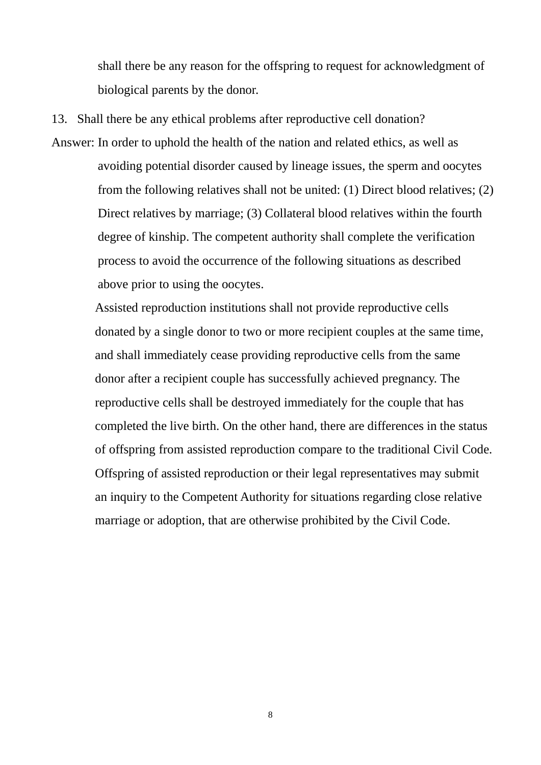shall there be any reason for the offspring to request for acknowledgment of biological parents by the donor.

13. Shall there be any ethical problems after reproductive cell donation?

Answer: In order to uphold the health of the nation and related ethics, as well as avoiding potential disorder caused by lineage issues, the sperm and oocytes from the following relatives shall not be united: (1) Direct blood relatives; (2) Direct relatives by marriage; (3) Collateral blood relatives within the fourth degree of kinship. The competent authority shall complete the verification process to avoid the occurrence of the following situations as described above prior to using the oocytes.

Assisted reproduction institutions shall not provide reproductive cells donated by a single donor to two or more recipient couples at the same time, and shall immediately cease providing reproductive cells from the same donor after a recipient couple has successfully achieved pregnancy. The reproductive cells shall be destroyed immediately for the couple that has completed the live birth. On the other hand, there are differences in the status of offspring from assisted reproduction compare to the traditional Civil Code. Offspring of assisted reproduction or their legal representatives may submit an inquiry to the Competent Authority for situations regarding close relative marriage or adoption, that are otherwise prohibited by the Civil Code.